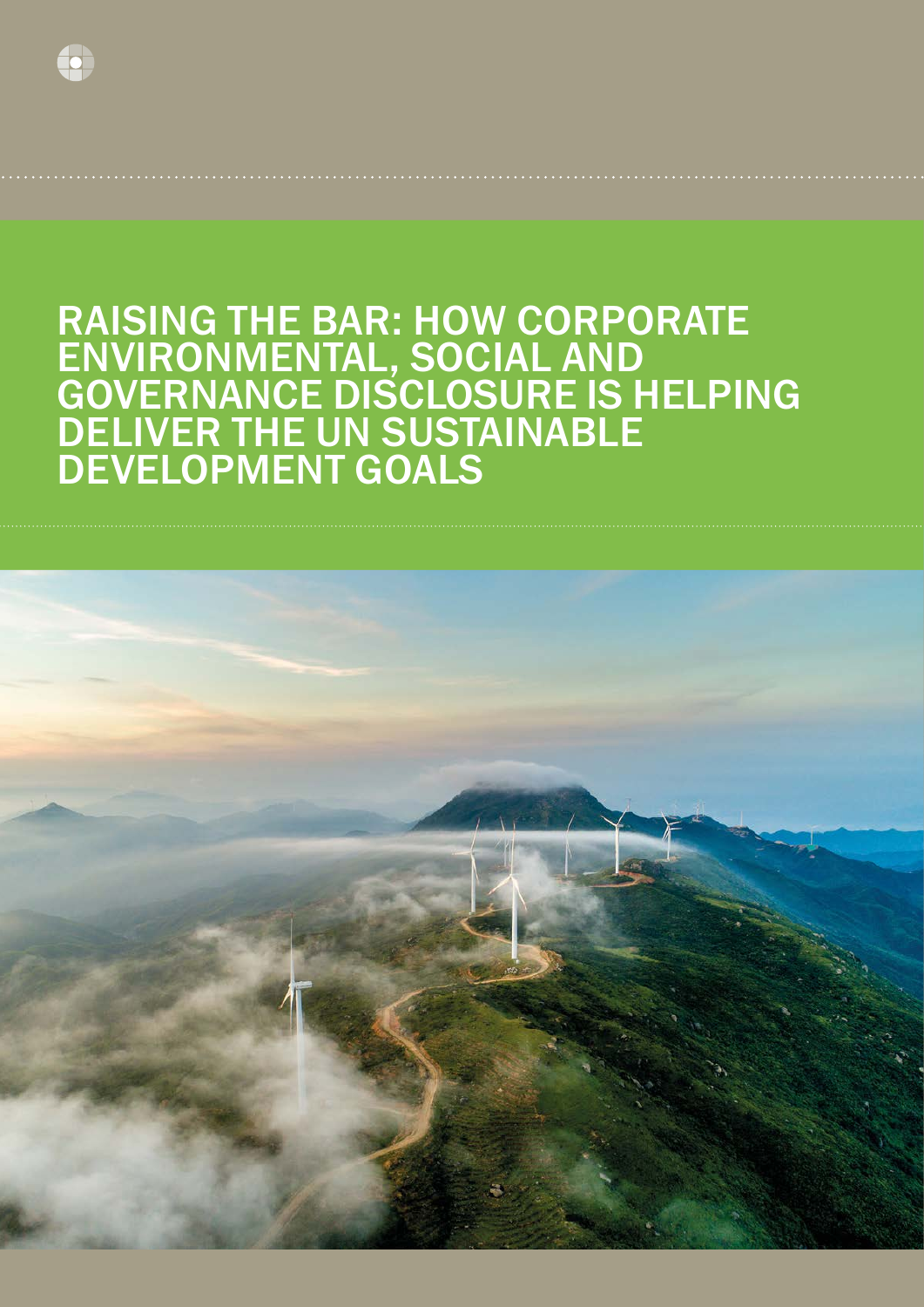# RAISING THE BAR: HOW CORPORATE ENVIRONMENTAL, SOCIAL AND GOVERNANCE DISCLOSURE IS HELPING DELIVER THE UN SUSTAINABLE DEVELOPMENT GOALS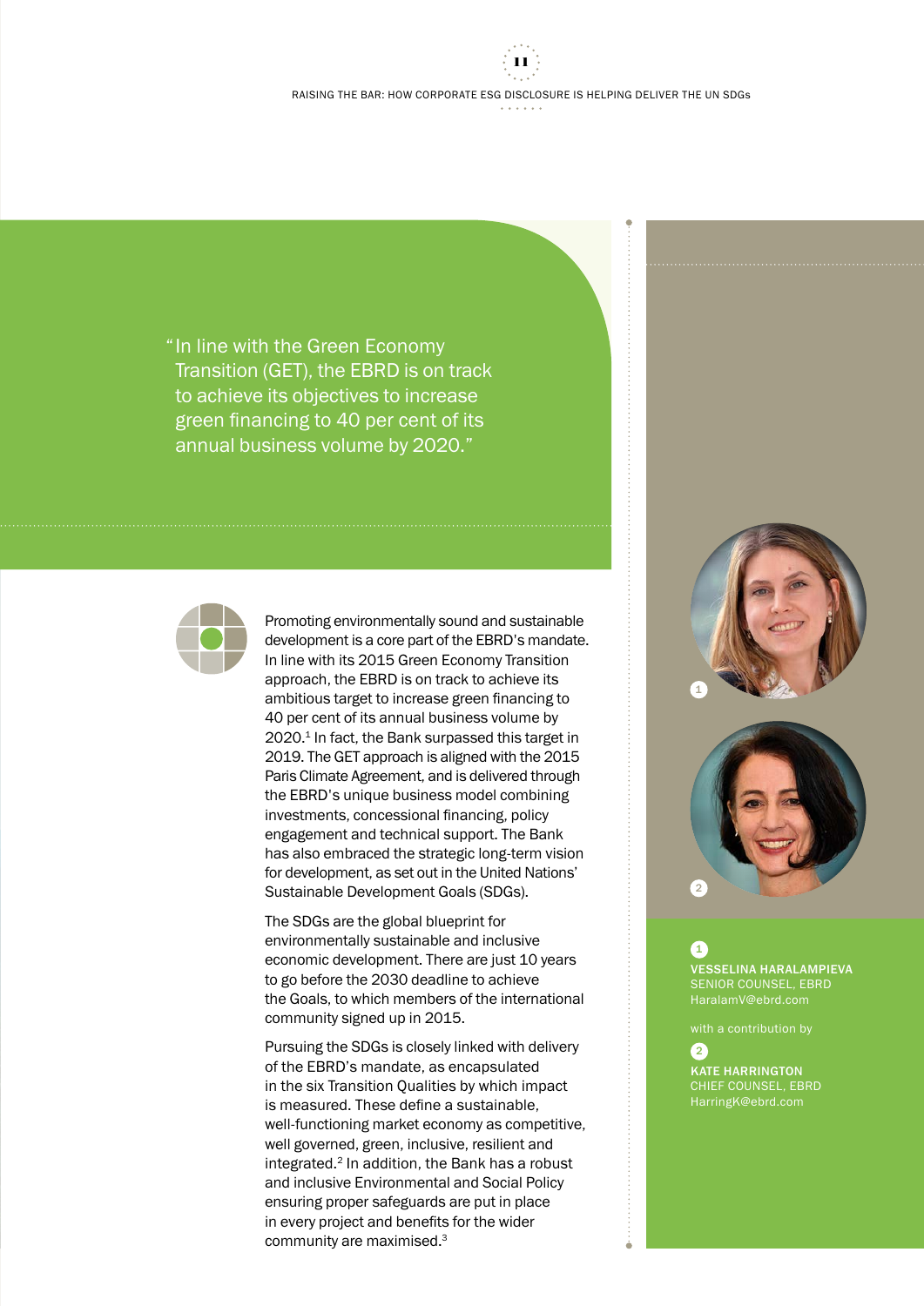> "In line with the Green Economy Transition (GET), the EBRD is on track to achieve its objectives to increase green financing to 40 per cent of its annual business volume by 2020."

Promoting environmentally sound and sustainable development is a core part of the EBRD's mandate. In line with its 2015 Green Economy Transition approach, the EBRD is on track to achieve its ambitious target to increase green financing to 40 per cent of its annual business volume by 2020.[1] In fact, the Bank surpassed this target in 2019. The GET approach is aligned with the 2015 Paris Climate Agreement, and is delivered through the EBRD's unique business model combining investments, concessional financing, policy engagement and technical support. The Bank has also embraced the strategic long-term vision for development, as set out in the United Nations' Sustainable Development Goals (SDGs).

The SDGs are the global blueprint for environmentally sustainable and inclusive economic development. There are just 10 years to go before the 2030 deadline to achieve the Goals, to which members of the international community signed up in 2015.

Pursuing the SDGs is closely linked with delivery of the EBRD's mandate, as encapsulated in the six Transition Qualities by which impact is measured. These define a sustainable, well-functioning market economy as competitive, well governed, green, inclusive, resilient and integrated.[2] In addition, the Bank has a robust and inclusive Environmental and Social Policy ensuring proper safeguards are put in place in every project and benefits for the wider community are maximised.[3]

1

**VESSELINA HARALAMPIEVA**
SENIOR COUNSEL, EBRD
HaralamV@ebrd.com

with a contribution by

2

**KATE HARRINGTON**
CHIEF COUNSEL, EBRD
HarringK@ebrd.com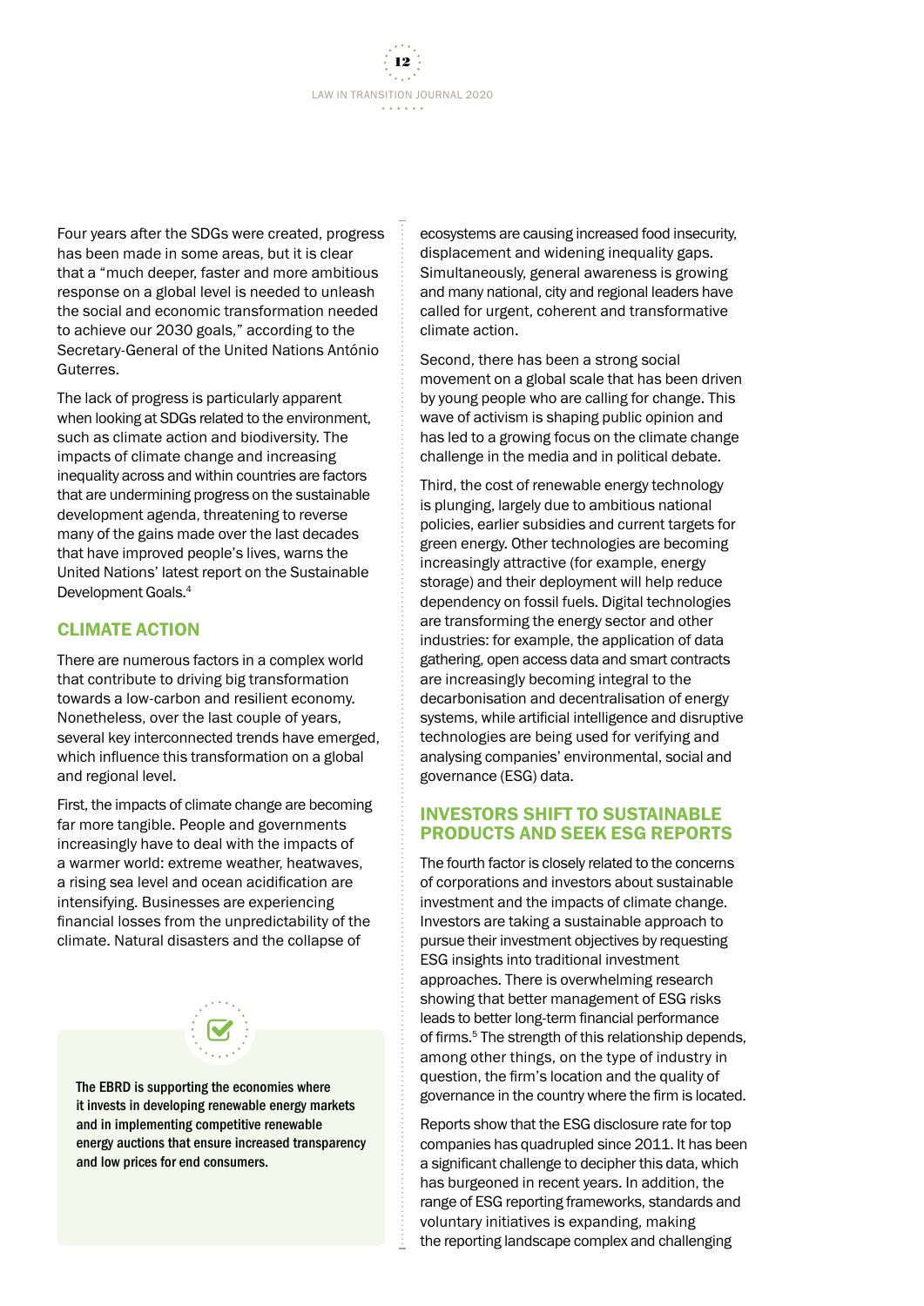Four years after the SDGs were created, progress has been made in some areas, but it is clear that a "much deeper, faster and more ambitious response on a global level is needed to unleash the social and economic transformation needed to achieve our 2030 goals," according to the Secretary-General of the United Nations António Guterres.

The lack of progress is particularly apparent when looking at SDGs related to the environment, such as climate action and biodiversity. The impacts of climate change and increasing inequality across and within countries are factors that are undermining progress on the sustainable development agenda, threatening to reverse many of the gains made over the last decades that have improved people's lives, warns the United Nations' latest report on the Sustainable Development Goals.[4]

## CLIMATE ACTION

There are numerous factors in a complex world that contribute to driving big transformation towards a low-carbon and resilient economy. Nonetheless, over the last couple of years, several key interconnected trends have emerged, which influence this transformation on a global and regional level.

First, the impacts of climate change are becoming far more tangible. People and governments increasingly have to deal with the impacts of a warmer world: extreme weather, heatwaves, a rising sea level and ocean acidification are intensifying. Businesses are experiencing financial losses from the unpredictability of the climate. Natural disasters and the collapse of ecosystems are causing increased food insecurity, displacement and widening inequality gaps. Simultaneously, general awareness is growing and many national, city and regional leaders have called for urgent, coherent and transformative climate action.

Second, there has been a strong social movement on a global scale that has been driven by young people who are calling for change. This wave of activism is shaping public opinion and has led to a growing focus on the climate change challenge in the media and in political debate.

Third, the cost of renewable energy technology is plunging, largely due to ambitious national policies, earlier subsidies and current targets for green energy. Other technologies are becoming increasingly attractive (for example, energy storage) and their deployment will help reduce dependency on fossil fuels. Digital technologies are transforming the energy sector and other industries: for example, the application of data gathering, open access data and smart contracts are increasingly becoming integral to the decarbonisation and decentralisation of energy systems, while artificial intelligence and disruptive technologies are being used for verifying and analysing companies' environmental, social and governance (ESG) data.

**The EBRD is supporting the economies where it invests in developing renewable energy markets and in implementing competitive renewable energy auctions that ensure increased transparency and low prices for end consumers.**

## INVESTORS SHIFT TO SUSTAINABLE PRODUCTS AND SEEK ESG REPORTS

The fourth factor is closely related to the concerns of corporations and investors about sustainable investment and the impacts of climate change. Investors are taking a sustainable approach to pursue their investment objectives by requesting ESG insights into traditional investment approaches. There is overwhelming research showing that better management of ESG risks leads to better long-term financial performance of firms.[5] The strength of this relationship depends, among other things, on the type of industry in question, the firm's location and the quality of governance in the country where the firm is located.

Reports show that the ESG disclosure rate for top companies has quadrupled since 2011. It has been a significant challenge to decipher this data, which has burgeoned in recent years. In addition, the range of ESG reporting frameworks, standards and voluntary initiatives is expanding, making the reporting landscape complex and challenging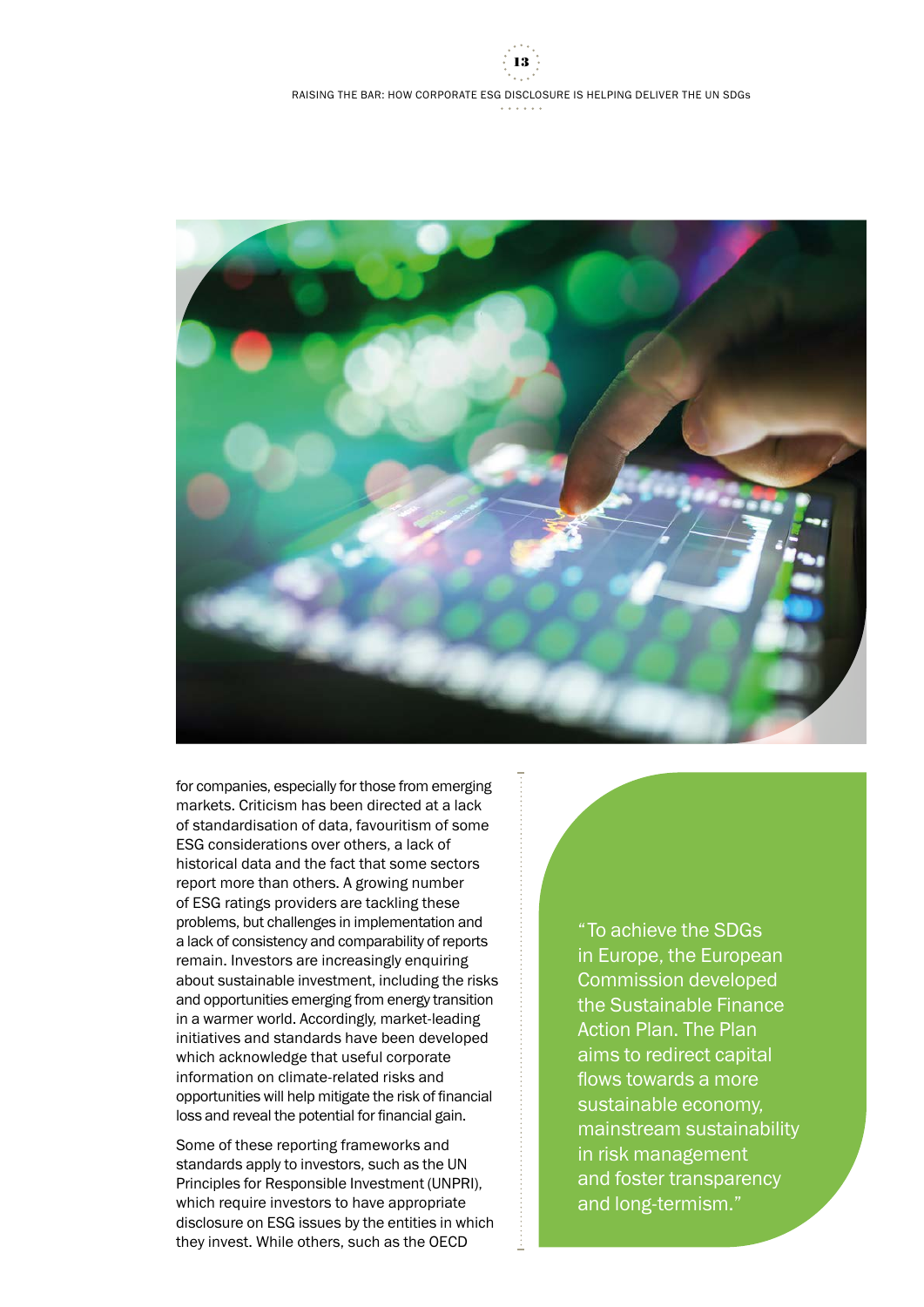for companies, especially for those from emerging markets. Criticism has been directed at a lack of standardisation of data, favouritism of some ESG considerations over others, a lack of historical data and the fact that some sectors report more than others. A growing number of ESG ratings providers are tackling these problems, but challenges in implementation and a lack of consistency and comparability of reports remain. Investors are increasingly enquiring about sustainable investment, including the risks and opportunities emerging from energy transition in a warmer world. Accordingly, market-leading initiatives and standards have been developed which acknowledge that useful corporate information on climate-related risks and opportunities will help mitigate the risk of financial loss and reveal the potential for financial gain.

Some of these reporting frameworks and standards apply to investors, such as the UN Principles for Responsible Investment (UNPRI), which require investors to have appropriate disclosure on ESG issues by the entities in which they invest. While others, such as the OECD

> "To achieve the SDGs in Europe, the European Commission developed the Sustainable Finance Action Plan. The Plan aims to redirect capital flows towards a more sustainable economy, mainstream sustainability in risk management and foster transparency and long-termism."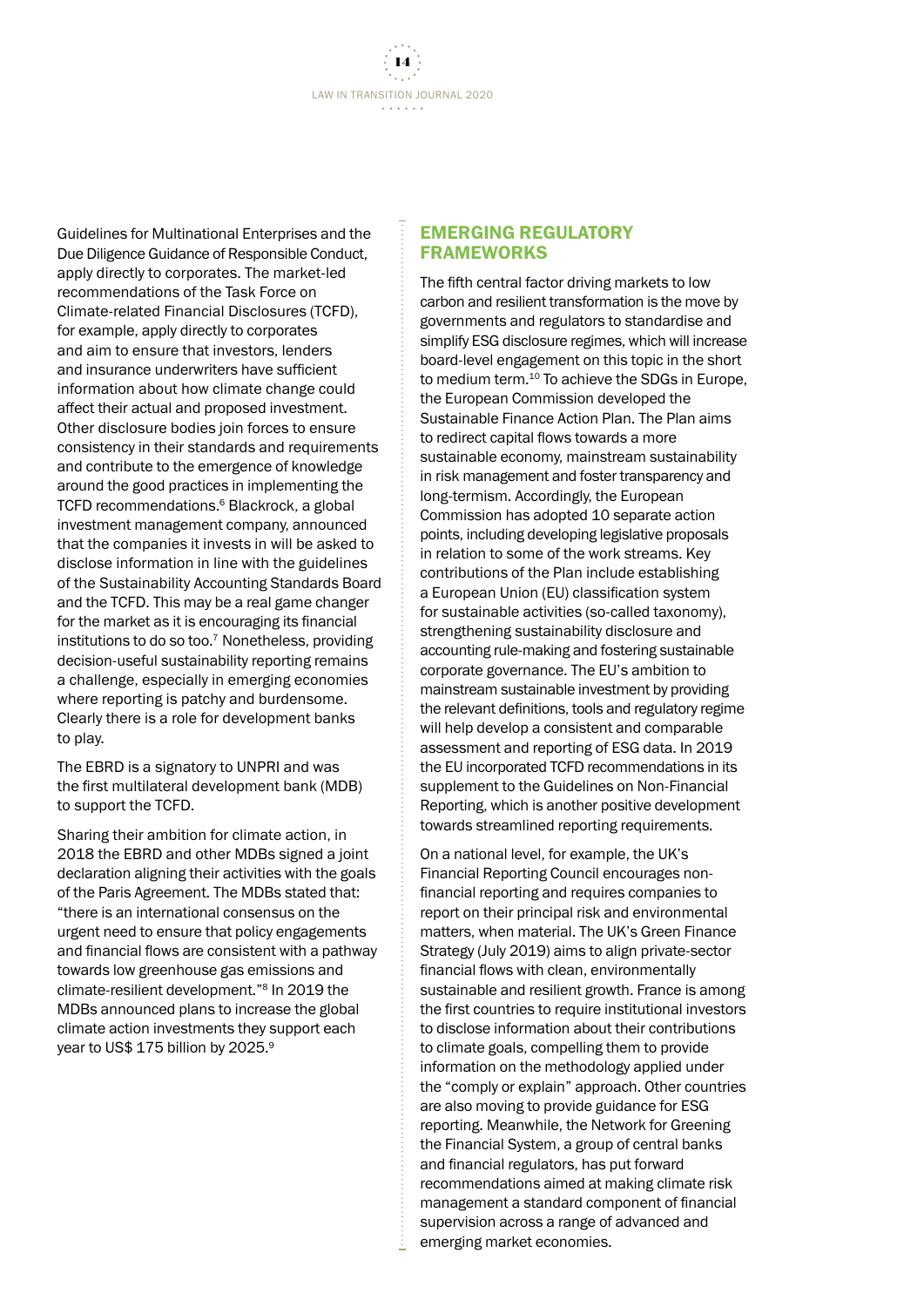Guidelines for Multinational Enterprises and the Due Diligence Guidance of Responsible Conduct, apply directly to corporates. The market-led recommendations of the Task Force on Climate-related Financial Disclosures (TCFD), for example, apply directly to corporates and aim to ensure that investors, lenders and insurance underwriters have sufficient information about how climate change could affect their actual and proposed investment. Other disclosure bodies join forces to ensure consistency in their standards and requirements and contribute to the emergence of knowledge around the good practices in implementing the TCFD recommendations.[6] Blackrock, a global investment management company, announced that the companies it invests in will be asked to disclose information in line with the guidelines of the Sustainability Accounting Standards Board and the TCFD. This may be a real game changer for the market as it is encouraging its financial institutions to do so too.[7] Nonetheless, providing decision-useful sustainability reporting remains a challenge, especially in emerging economies where reporting is patchy and burdensome. Clearly there is a role for development banks to play.

The EBRD is a signatory to UNPRI and was the first multilateral development bank (MDB) to support the TCFD.

Sharing their ambition for climate action, in 2018 the EBRD and other MDBs signed a joint declaration aligning their activities with the goals of the Paris Agreement. The MDBs stated that: "there is an international consensus on the urgent need to ensure that policy engagements and financial flows are consistent with a pathway towards low greenhouse gas emissions and climate-resilient development."[8] In 2019 the MDBs announced plans to increase the global climate action investments they support each year to US$ 175 billion by 2025.[9]

## EMERGING REGULATORY FRAMEWORKS

The fifth central factor driving markets to low carbon and resilient transformation is the move by governments and regulators to standardise and simplify ESG disclosure regimes, which will increase board-level engagement on this topic in the short to medium term.[10] To achieve the SDGs in Europe, the European Commission developed the Sustainable Finance Action Plan. The Plan aims to redirect capital flows towards a more sustainable economy, mainstream sustainability in risk management and foster transparency and long-termism. Accordingly, the European Commission has adopted 10 separate action points, including developing legislative proposals in relation to some of the work streams. Key contributions of the Plan include establishing a European Union (EU) classification system for sustainable activities (so-called taxonomy), strengthening sustainability disclosure and accounting rule-making and fostering sustainable corporate governance. The EU's ambition to mainstream sustainable investment by providing the relevant definitions, tools and regulatory regime will help develop a consistent and comparable assessment and reporting of ESG data. In 2019 the EU incorporated TCFD recommendations in its supplement to the Guidelines on Non-Financial Reporting, which is another positive development towards streamlined reporting requirements.

On a national level, for example, the UK's Financial Reporting Council encourages non-financial reporting and requires companies to report on their principal risk and environmental matters, when material. The UK's Green Finance Strategy (July 2019) aims to align private-sector financial flows with clean, environmentally sustainable and resilient growth. France is among the first countries to require institutional investors to disclose information about their contributions to climate goals, compelling them to provide information on the methodology applied under the "comply or explain" approach. Other countries are also moving to provide guidance for ESG reporting. Meanwhile, the Network for Greening the Financial System, a group of central banks and financial regulators, has put forward recommendations aimed at making climate risk management a standard component of financial supervision across a range of advanced and emerging market economies.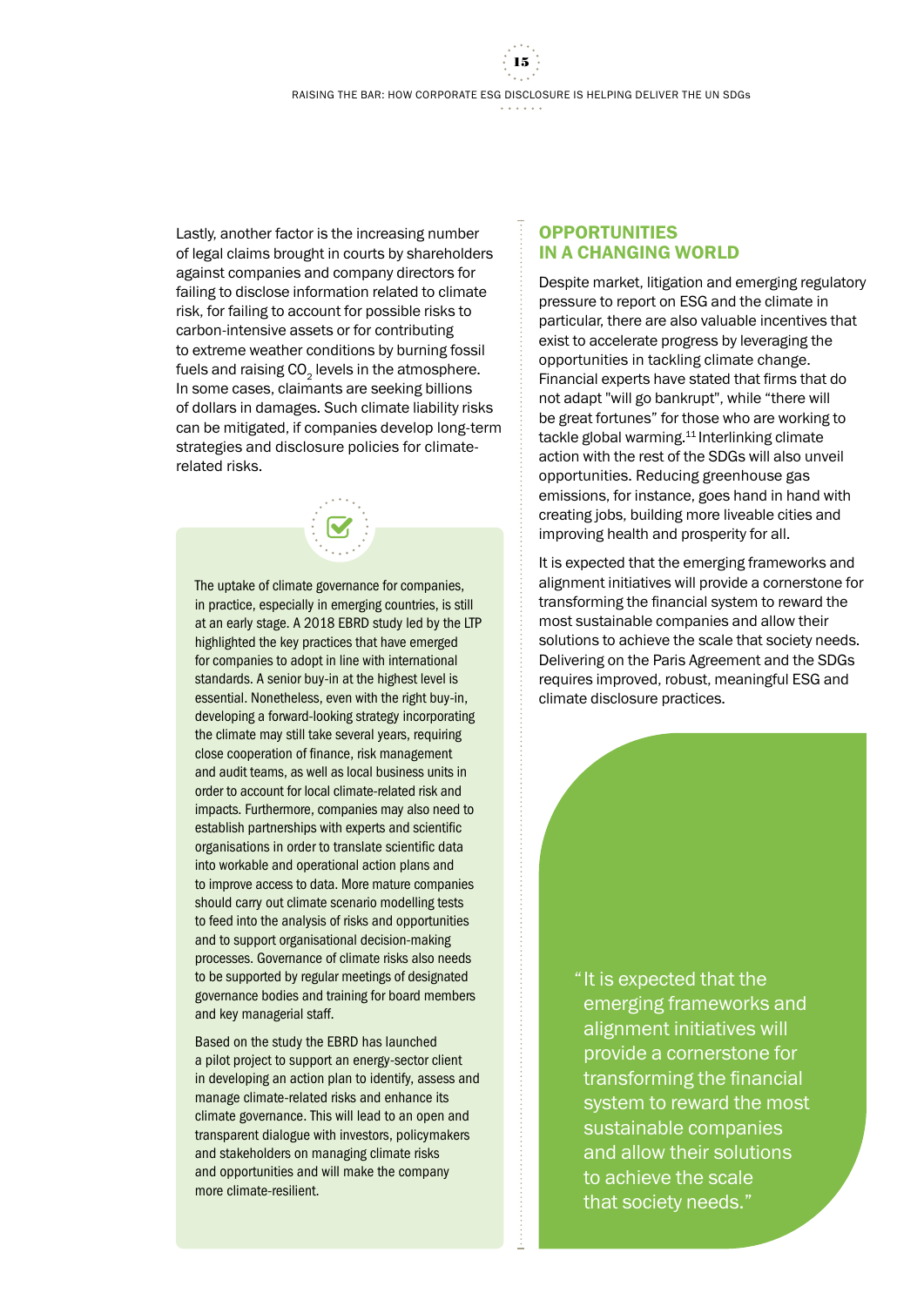Lastly, another factor is the increasing number of legal claims brought in courts by shareholders against companies and company directors for failing to disclose information related to climate risk, for failing to account for possible risks to carbon-intensive assets or for contributing to extreme weather conditions by burning fossil fuels and raising $CO_2$ levels in the atmosphere. In some cases, claimants are seeking billions of dollars in damages. Such climate liability risks can be mitigated, if companies develop long-term strategies and disclosure policies for climate-related risks.

The uptake of climate governance for companies, in practice, especially in emerging countries, is still at an early stage. A 2018 EBRD study led by the LTP highlighted the key practices that have emerged for companies to adopt in line with international standards. A senior buy-in at the highest level is essential. Nonetheless, even with the right buy-in, developing a forward-looking strategy incorporating the climate may still take several years, requiring close cooperation of finance, risk management and audit teams, as well as local business units in order to account for local climate-related risk and impacts. Furthermore, companies may also need to establish partnerships with experts and scientific organisations in order to translate scientific data into workable and operational action plans and to improve access to data. More mature companies should carry out climate scenario modelling tests to feed into the analysis of risks and opportunities and to support organisational decision-making processes. Governance of climate risks also needs to be supported by regular meetings of designated governance bodies and training for board members and key managerial staff.

Based on the study the EBRD has launched a pilot project to support an energy-sector client in developing an action plan to identify, assess and manage climate-related risks and enhance its climate governance. This will lead to an open and transparent dialogue with investors, policymakers and stakeholders on managing climate risks and opportunities and will make the company more climate-resilient.

## OPPORTUNITIES IN A CHANGING WORLD

Despite market, litigation and emerging regulatory pressure to report on ESG and the climate in particular, there are also valuable incentives that exist to accelerate progress by leveraging the opportunities in tackling climate change. Financial experts have stated that firms that do not adapt "will go bankrupt", while "there will be great fortunes" for those who are working to tackle global warming.[11] Interlinking climate action with the rest of the SDGs will also unveil opportunities. Reducing greenhouse gas emissions, for instance, goes hand in hand with creating jobs, building more liveable cities and improving health and prosperity for all.

It is expected that the emerging frameworks and alignment initiatives will provide a cornerstone for transforming the financial system to reward the most sustainable companies and allow their solutions to achieve the scale that society needs. Delivering on the Paris Agreement and the SDGs requires improved, robust, meaningful ESG and climate disclosure practices.

> "It is expected that the emerging frameworks and alignment initiatives will provide a cornerstone for transforming the financial system to reward the most sustainable companies and allow their solutions to achieve the scale that society needs."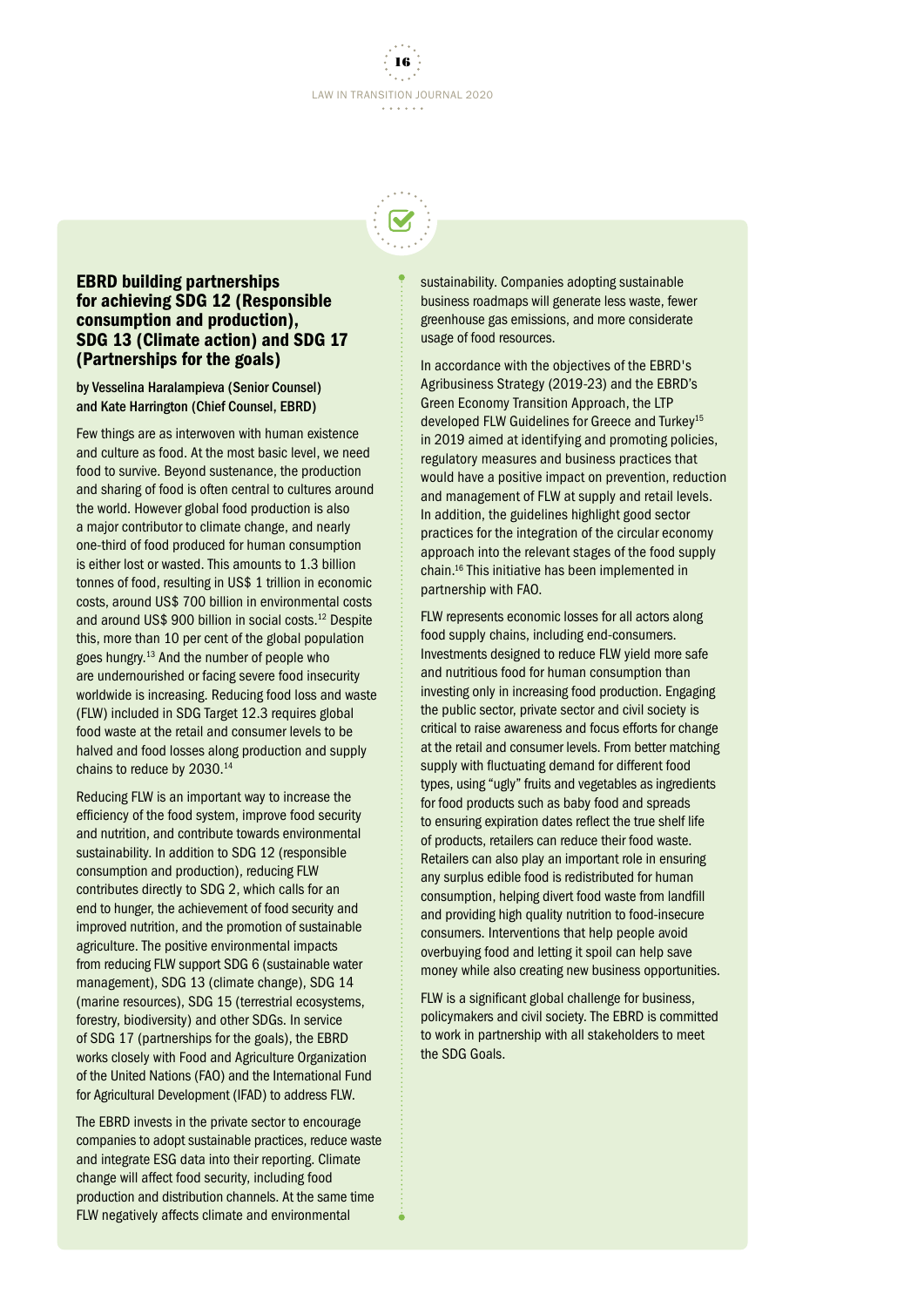## EBRD building partnerships for achieving SDG 12 (Responsible consumption and production), SDG 13 (Climate action) and SDG 17 (Partnerships for the goals)

**by Vesselina Haralampieva (Senior Counsel) and Kate Harrington (Chief Counsel, EBRD)**

Few things are as interwoven with human existence and culture as food. At the most basic level, we need food to survive. Beyond sustenance, the production and sharing of food is often central to cultures around the world. However global food production is also a major contributor to climate change, and nearly one-third of food produced for human consumption is either lost or wasted. This amounts to 1.3 billion tonnes of food, resulting in US$ 1 trillion in economic costs, around US$ 700 billion in environmental costs and around US$ 900 billion in social costs.[12] Despite this, more than 10 per cent of the global population goes hungry.[13] And the number of people who are undernourished or facing severe food insecurity worldwide is increasing. Reducing food loss and waste (FLW) included in SDG Target 12.3 requires global food waste at the retail and consumer levels to be halved and food losses along production and supply chains to reduce by 2030.[14]

Reducing FLW is an important way to increase the efficiency of the food system, improve food security and nutrition, and contribute towards environmental sustainability. In addition to SDG 12 (responsible consumption and production), reducing FLW contributes directly to SDG 2, which calls for an end to hunger, the achievement of food security and improved nutrition, and the promotion of sustainable agriculture. The positive environmental impacts from reducing FLW support SDG 6 (sustainable water management), SDG 13 (climate change), SDG 14 (marine resources), SDG 15 (terrestrial ecosystems, forestry, biodiversity) and other SDGs. In service of SDG 17 (partnerships for the goals), the EBRD works closely with Food and Agriculture Organization of the United Nations (FAO) and the International Fund for Agricultural Development (IFAD) to address FLW.

The EBRD invests in the private sector to encourage companies to adopt sustainable practices, reduce waste and integrate ESG data into their reporting. Climate change will affect food security, including food production and distribution channels. At the same time FLW negatively affects climate and environmental sustainability. Companies adopting sustainable business roadmaps will generate less waste, fewer greenhouse gas emissions, and more considerate usage of food resources.

In accordance with the objectives of the EBRD's Agribusiness Strategy (2019-23) and the EBRD's Green Economy Transition Approach, the LTP developed FLW Guidelines for Greece and Turkey[15] in 2019 aimed at identifying and promoting policies, regulatory measures and business practices that would have a positive impact on prevention, reduction and management of FLW at supply and retail levels. In addition, the guidelines highlight good sector practices for the integration of the circular economy approach into the relevant stages of the food supply chain.[16] This initiative has been implemented in partnership with FAO.

FLW represents economic losses for all actors along food supply chains, including end-consumers. Investments designed to reduce FLW yield more safe and nutritious food for human consumption than investing only in increasing food production. Engaging the public sector, private sector and civil society is critical to raise awareness and focus efforts for change at the retail and consumer levels. From better matching supply with fluctuating demand for different food types, using "ugly" fruits and vegetables as ingredients for food products such as baby food and spreads to ensuring expiration dates reflect the true shelf life of products, retailers can reduce their food waste. Retailers can also play an important role in ensuring any surplus edible food is redistributed for human consumption, helping divert food waste from landfill and providing high quality nutrition to food-insecure consumers. Interventions that help people avoid overbuying food and letting it spoil can help save money while also creating new business opportunities.

FLW is a significant global challenge for business, policymakers and civil society. The EBRD is committed to work in partnership with all stakeholders to meet the SDG Goals.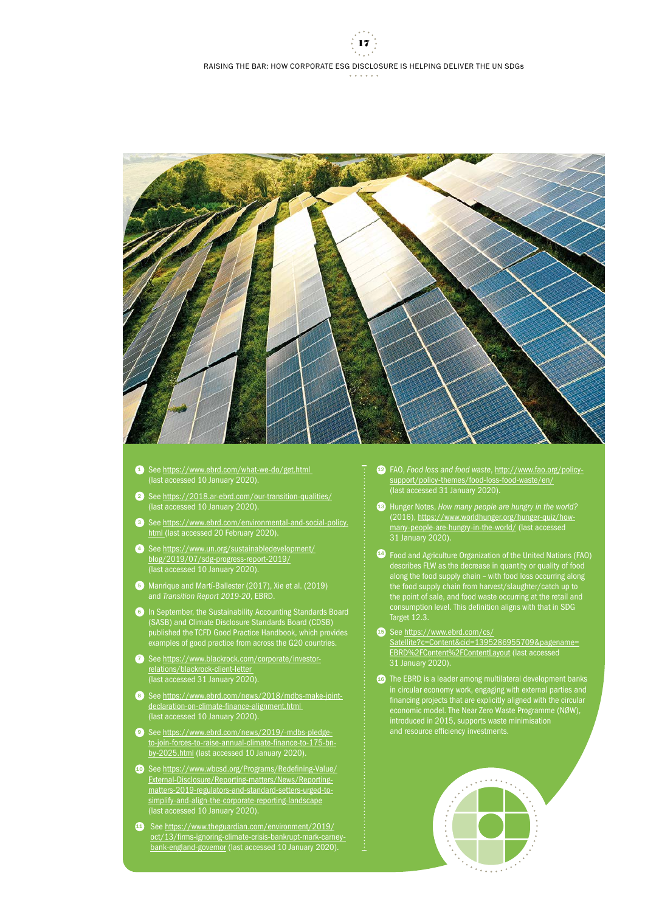1. See https://www.ebrd.com/what-we-do/get.html (last accessed 10 January 2020).

2. See https://2018.ar-ebrd.com/our-transition-qualities/ (last accessed 10 January 2020).

3. See https://www.ebrd.com/environmental-and-social-policy.html (last accessed 20 February 2020).

4. See https://www.un.org/sustainabledevelopment/blog/2019/07/sdg-progress-report-2019/ (last accessed 10 January 2020).

5. Manrique and Martí-Ballester (2017), Xie et al. (2019) and *Transition Report 2019-20*, EBRD.

6. In September, the Sustainability Accounting Standards Board (SASB) and Climate Disclosure Standards Board (CDSB) published the TCFD Good Practice Handbook, which provides examples of good practice from across the G20 countries.

7. See https://www.blackrock.com/corporate/investor-relations/blackrock-client-letter (last accessed 31 January 2020).

8. See https://www.ebrd.com/news/2018/mdbs-make-joint-declaration-on-climate-finance-alignment.html (last accessed 10 January 2020).

9. See https://www.ebrd.com/news/2019/-mdbs-pledge-to-join-forces-to-raise-annual-climate-finance-to-175-bn-by-2025.html (last accessed 10 January 2020).

10. See https://www.wbcsd.org/Programs/Redefining-Value/External-Disclosure/Reporting-matters/News/Reporting-matters-2019-regulators-and-standard-setters-urged-to-simplify-and-align-the-corporate-reporting-landscape (last accessed 10 January 2020).

11. See https://www.theguardian.com/environment/2019/oct/13/firms-ignoring-climate-crisis-bankrupt-mark-carney-bank-england-governor (last accessed 10 January 2020).

12. FAO, *Food loss and food waste*, http://www.fao.org/policy-support/policy-themes/food-loss-food-waste/en/ (last accessed 31 January 2020).

13. Hunger Notes, *How many people are hungry in the world?* (2016), https://www.worldhunger.org/hunger-quiz/how-many-people-are-hungry-in-the-world/ (last accessed 31 January 2020).

14. Food and Agriculture Organization of the United Nations (FAO) describes FLW as the decrease in quantity or quality of food along the food supply chain – with food loss occurring along the food supply chain from harvest/slaughter/catch up to the point of sale, and food waste occurring at the retail and consumption level. This definition aligns with that in SDG Target 12.3.

15. See https://www.ebrd.com/cs/Satellite?c=Content&cid=1395286955709&pagename=EBRD%2FContent%2FContentLayout (last accessed 31 January 2020).

16. The EBRD is a leader among multilateral development banks in circular economy work, engaging with external parties and financing projects that are explicitly aligned with the circular economic model. The Near Zero Waste Programme (NØW), introduced in 2015, supports waste minimisation and resource efficiency investments.